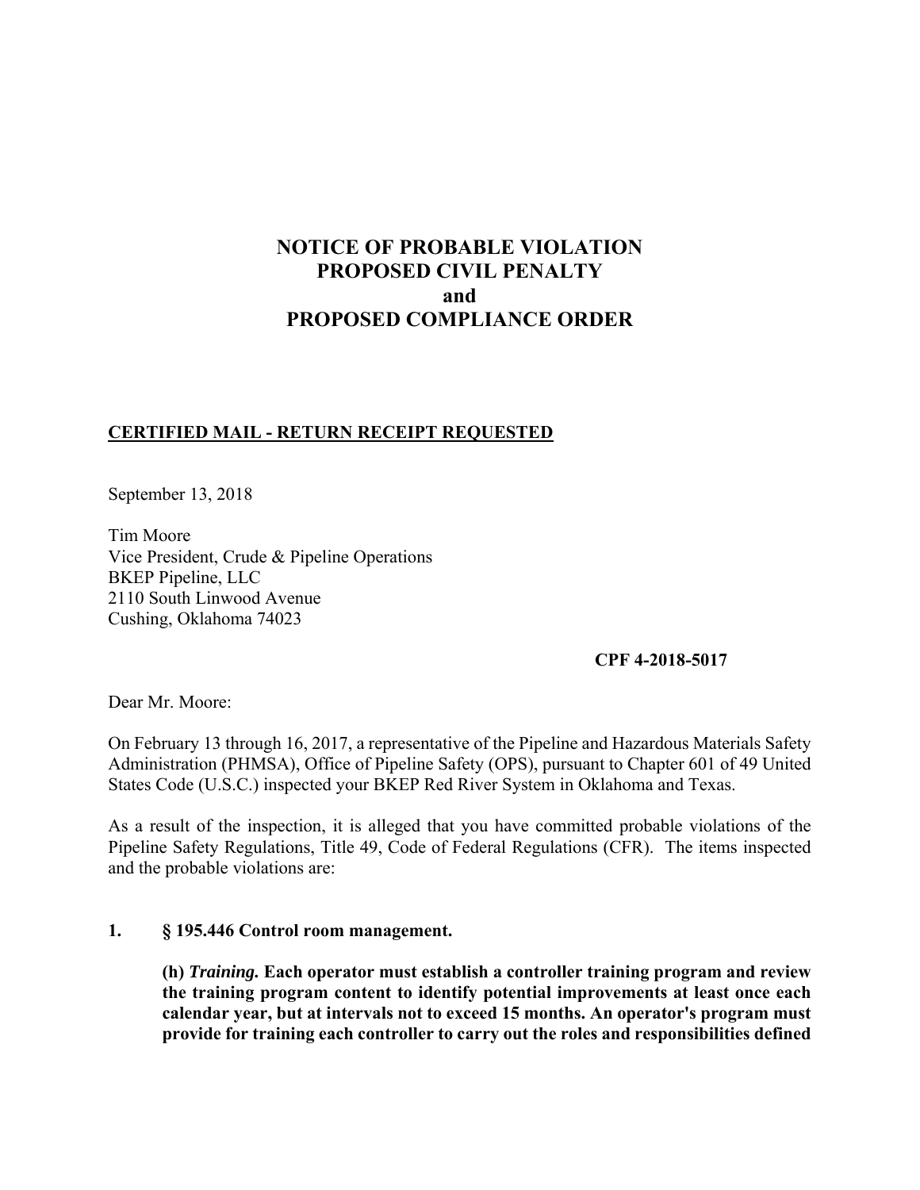# NOTICE OF PROBABLE VIOLATION
# PROPOSED CIVIL PENALTY
# and
# PROPOSED COMPLIANCE ORDER

**CERTIFIED MAIL - RETURN RECEIPT REQUESTED**

September 13, 2018

Tim Moore  
Vice President, Crude & Pipeline Operations  
BKEP Pipeline, LLC  
2110 South Linwood Avenue  
Cushing, Oklahoma 74023

**CPF 4-2018-5017**

Dear Mr. Moore:

On February 13 through 16, 2017, a representative of the Pipeline and Hazardous Materials Safety Administration (PHMSA), Office of Pipeline Safety (OPS), pursuant to Chapter 601 of 49 United States Code (U.S.C.) inspected your BKEP Red River System in Oklahoma and Texas.

As a result of the inspection, it is alleged that you have committed probable violations of the Pipeline Safety Regulations, Title 49, Code of Federal Regulations (CFR). The items inspected and the probable violations are:

**1. § 195.446 Control room management.**

**(h) *Training.* Each operator must establish a controller training program and review the training program content to identify potential improvements at least once each calendar year, but at intervals not to exceed 15 months. An operator's program must provide for training each controller to carry out the roles and responsibilities defined**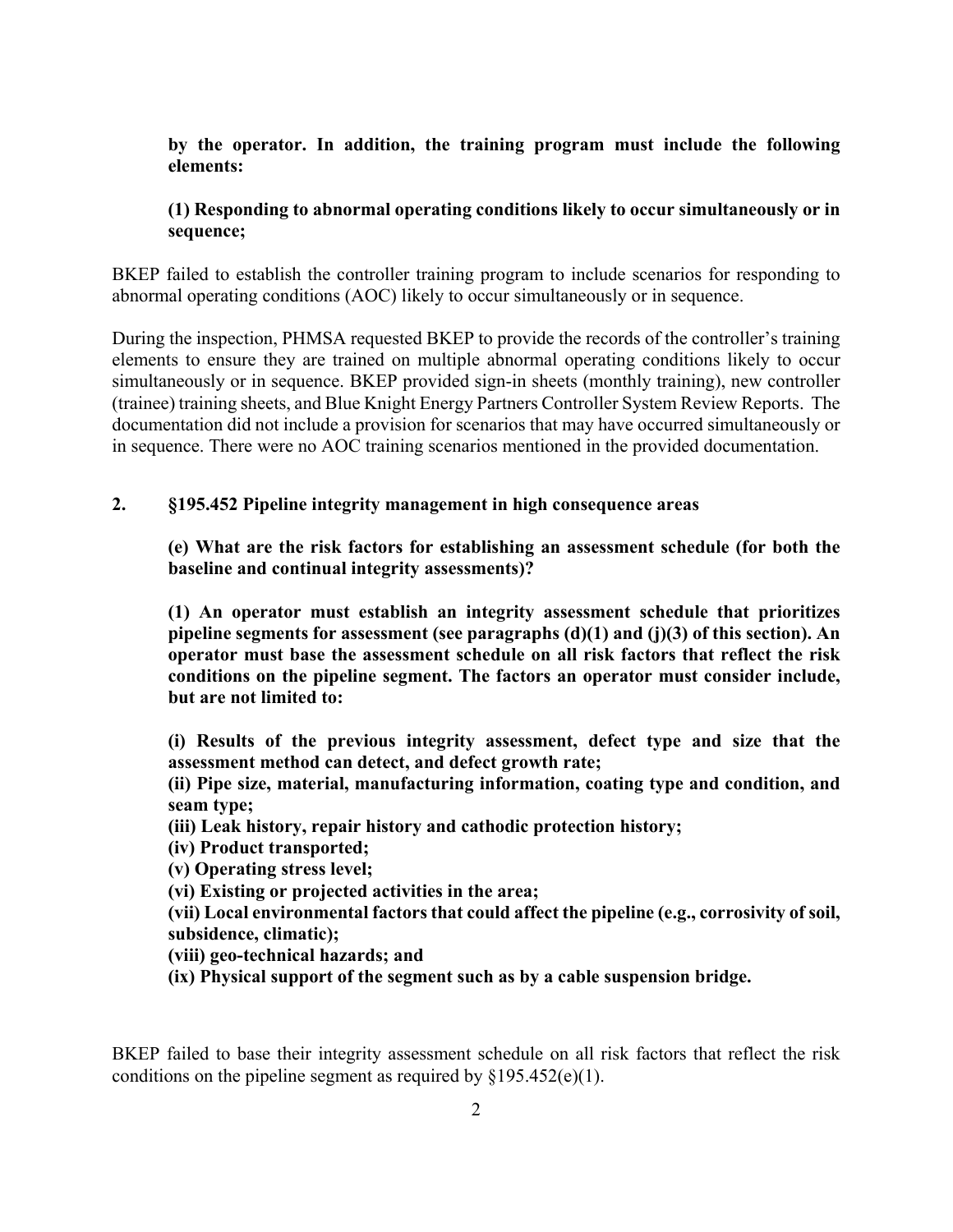**by the operator. In addition, the training program must include the following elements:**

**(1) Responding to abnormal operating conditions likely to occur simultaneously or in sequence;**

BKEP failed to establish the controller training program to include scenarios for responding to abnormal operating conditions (AOC) likely to occur simultaneously or in sequence.

During the inspection, PHMSA requested BKEP to provide the records of the controller's training elements to ensure they are trained on multiple abnormal operating conditions likely to occur simultaneously or in sequence. BKEP provided sign-in sheets (monthly training), new controller (trainee) training sheets, and Blue Knight Energy Partners Controller System Review Reports. The documentation did not include a provision for scenarios that may have occurred simultaneously or in sequence. There were no AOC training scenarios mentioned in the provided documentation.

**2. §195.452 Pipeline integrity management in high consequence areas**

**(e) What are the risk factors for establishing an assessment schedule (for both the baseline and continual integrity assessments)?**

**(1) An operator must establish an integrity assessment schedule that prioritizes pipeline segments for assessment (see paragraphs (d)(1) and (j)(3) of this section). An operator must base the assessment schedule on all risk factors that reflect the risk conditions on the pipeline segment. The factors an operator must consider include, but are not limited to:**

**(i) Results of the previous integrity assessment, defect type and size that the assessment method can detect, and defect growth rate;**
**(ii) Pipe size, material, manufacturing information, coating type and condition, and seam type;**
**(iii) Leak history, repair history and cathodic protection history;**
**(iv) Product transported;**
**(v) Operating stress level;**
**(vi) Existing or projected activities in the area;**
**(vii) Local environmental factors that could affect the pipeline (e.g., corrosivity of soil, subsidence, climatic);**
**(viii) geo-technical hazards; and**
**(ix) Physical support of the segment such as by a cable suspension bridge.**

BKEP failed to base their integrity assessment schedule on all risk factors that reflect the risk conditions on the pipeline segment as required by §195.452(e)(1).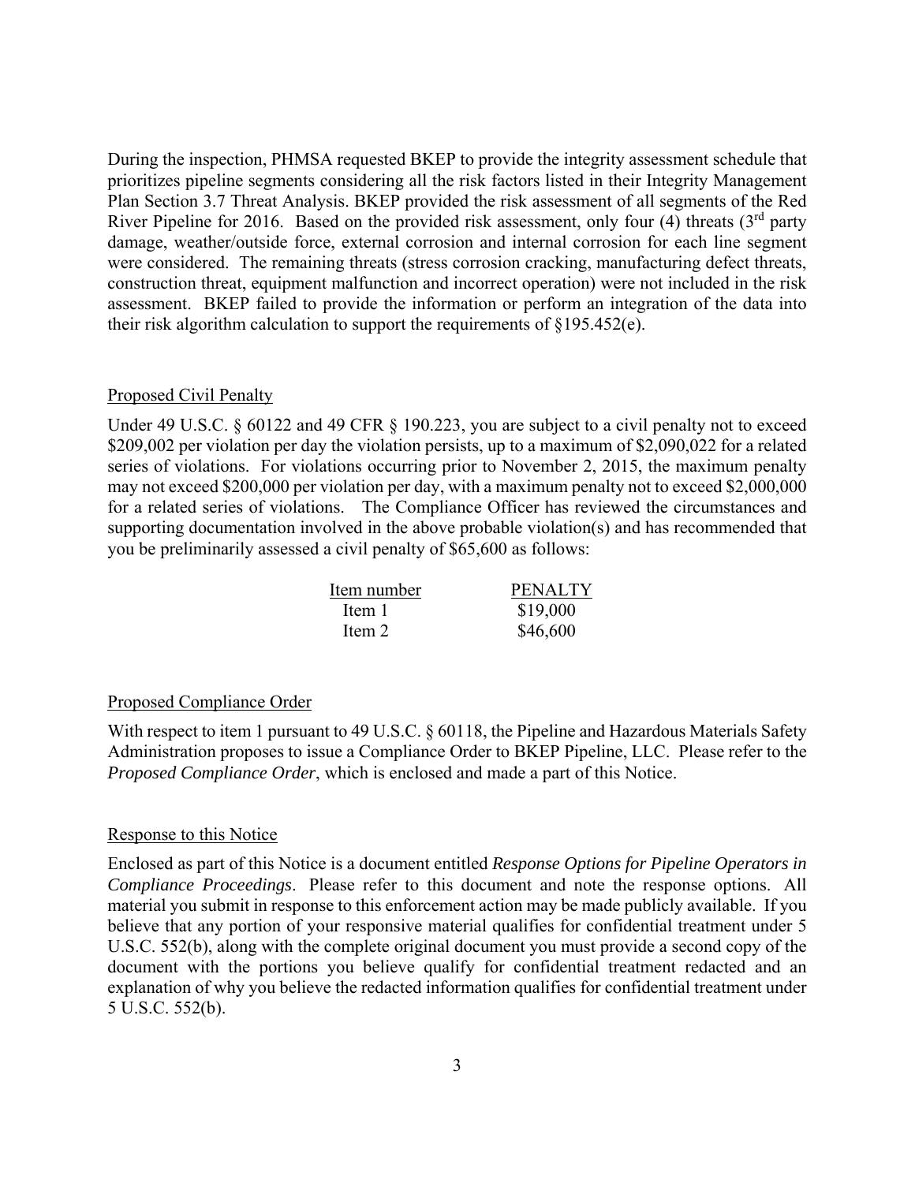During the inspection, PHMSA requested BKEP to provide the integrity assessment schedule that prioritizes pipeline segments considering all the risk factors listed in their Integrity Management Plan Section 3.7 Threat Analysis. BKEP provided the risk assessment of all segments of the Red River Pipeline for 2016. Based on the provided risk assessment, only four (4) threats (3rd party damage, weather/outside force, external corrosion and internal corrosion for each line segment were considered. The remaining threats (stress corrosion cracking, manufacturing defect threats, construction threat, equipment malfunction and incorrect operation) were not included in the risk assessment. BKEP failed to provide the information or perform an integration of the data into their risk algorithm calculation to support the requirements of §195.452(e).

## Proposed Civil Penalty

Under 49 U.S.C. § 60122 and 49 CFR § 190.223, you are subject to a civil penalty not to exceed $209,002 per violation per day the violation persists, up to a maximum of $2,090,022 for a related series of violations. For violations occurring prior to November 2, 2015, the maximum penalty may not exceed $200,000 per violation per day, with a maximum penalty not to exceed $2,000,000 for a related series of violations. The Compliance Officer has reviewed the circumstances and supporting documentation involved in the above probable violation(s) and has recommended that you be preliminarily assessed a civil penalty of $65,600 as follows:

| Item number | PENALTY |
| --- | --- |
| Item 1 | $19,000 |
| Item 2 | $46,600 |

## Proposed Compliance Order

With respect to item 1 pursuant to 49 U.S.C. § 60118, the Pipeline and Hazardous Materials Safety Administration proposes to issue a Compliance Order to BKEP Pipeline, LLC. Please refer to the *Proposed Compliance Order*, which is enclosed and made a part of this Notice.

## Response to this Notice

Enclosed as part of this Notice is a document entitled *Response Options for Pipeline Operators in Compliance Proceedings*. Please refer to this document and note the response options. All material you submit in response to this enforcement action may be made publicly available. If you believe that any portion of your responsive material qualifies for confidential treatment under 5 U.S.C. 552(b), along with the complete original document you must provide a second copy of the document with the portions you believe qualify for confidential treatment redacted and an explanation of why you believe the redacted information qualifies for confidential treatment under 5 U.S.C. 552(b).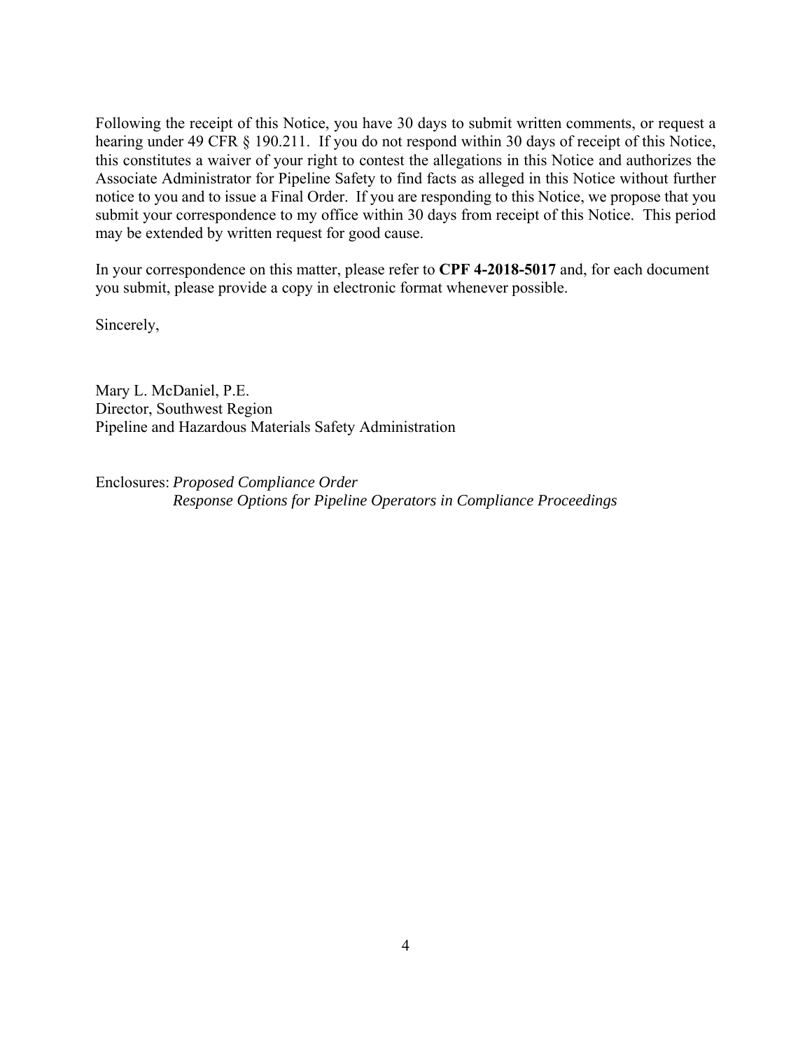Following the receipt of this Notice, you have 30 days to submit written comments, or request a hearing under 49 CFR § 190.211. If you do not respond within 30 days of receipt of this Notice, this constitutes a waiver of your right to contest the allegations in this Notice and authorizes the Associate Administrator for Pipeline Safety to find facts as alleged in this Notice without further notice to you and to issue a Final Order. If you are responding to this Notice, we propose that you submit your correspondence to my office within 30 days from receipt of this Notice. This period may be extended by written request for good cause.

In your correspondence on this matter, please refer to **CPF 4-2018-5017** and, for each document you submit, please provide a copy in electronic format whenever possible.

Sincerely,

Mary L. McDaniel, P.E.
Director, Southwest Region
Pipeline and Hazardous Materials Safety Administration

Enclosures: *Proposed Compliance Order*
*Response Options for Pipeline Operators in Compliance Proceedings*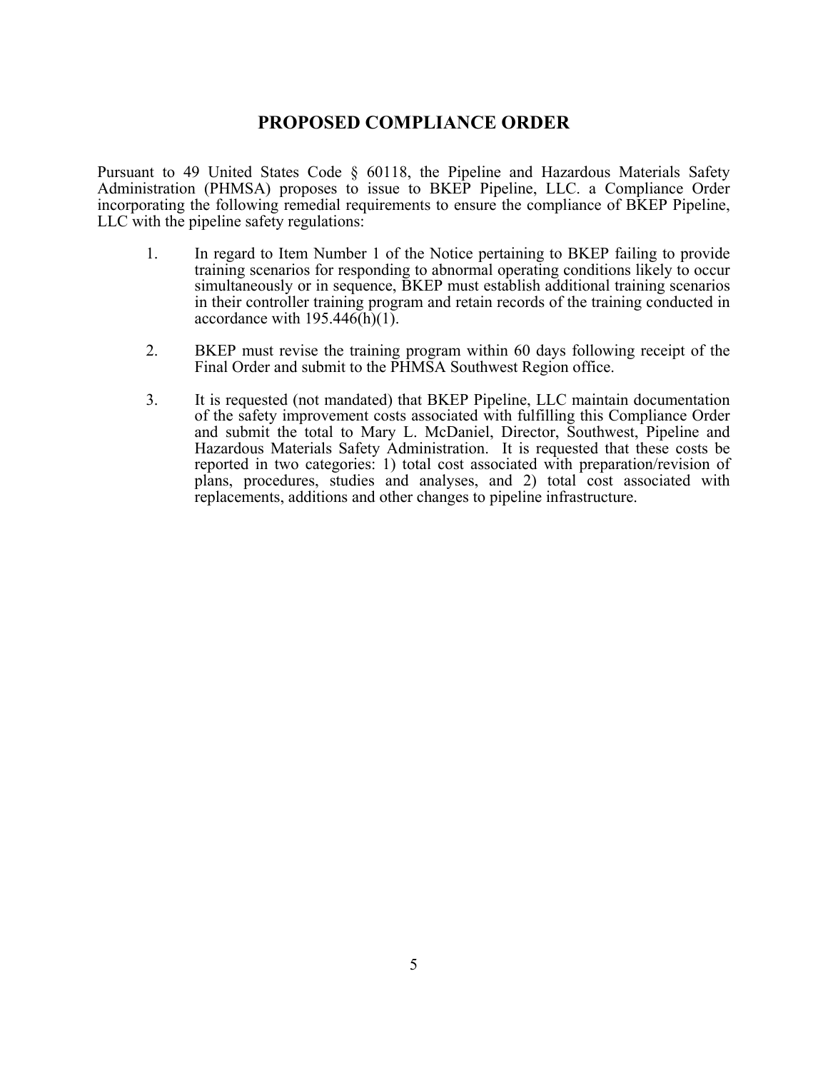## PROPOSED COMPLIANCE ORDER

Pursuant to 49 United States Code § 60118, the Pipeline and Hazardous Materials Safety Administration (PHMSA) proposes to issue to BKEP Pipeline, LLC. a Compliance Order incorporating the following remedial requirements to ensure the compliance of BKEP Pipeline, LLC with the pipeline safety regulations:

1. In regard to Item Number 1 of the Notice pertaining to BKEP failing to provide training scenarios for responding to abnormal operating conditions likely to occur simultaneously or in sequence, BKEP must establish additional training scenarios in their controller training program and retain records of the training conducted in accordance with 195.446(h)(1).

2. BKEP must revise the training program within 60 days following receipt of the Final Order and submit to the PHMSA Southwest Region office.

3. It is requested (not mandated) that BKEP Pipeline, LLC maintain documentation of the safety improvement costs associated with fulfilling this Compliance Order and submit the total to Mary L. McDaniel, Director, Southwest, Pipeline and Hazardous Materials Safety Administration. It is requested that these costs be reported in two categories: 1) total cost associated with preparation/revision of plans, procedures, studies and analyses, and 2) total cost associated with replacements, additions and other changes to pipeline infrastructure.